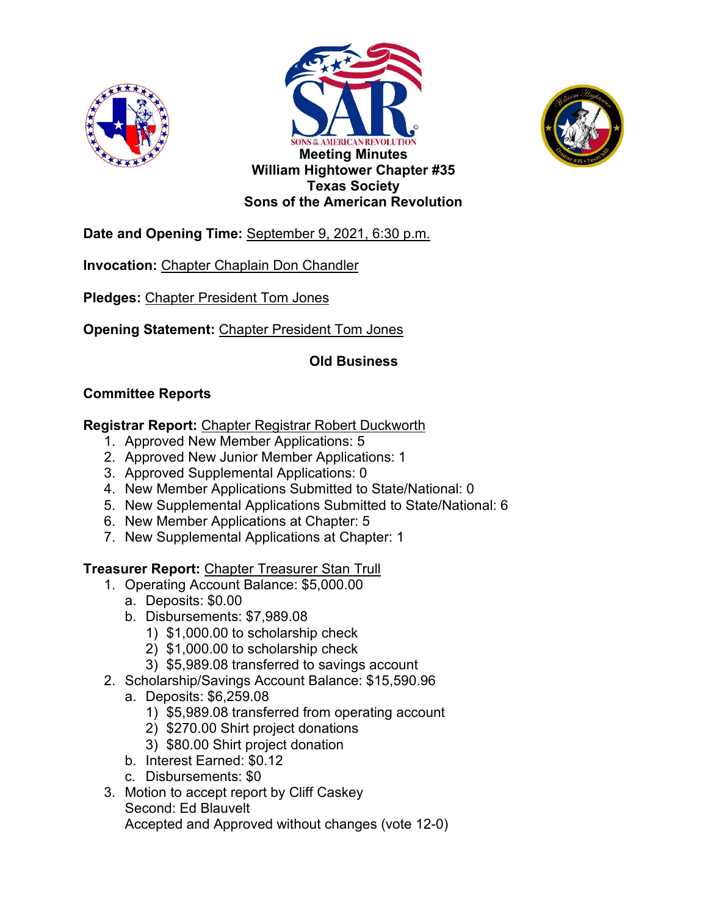# Meeting Minutes
## William Hightower Chapter #35
## Texas Society
## Sons of the American Revolution

**Date and Opening Time:** September 9, 2021, 6:30 p.m.

**Invocation:** Chapter Chaplain Don Chandler

**Pledges:** Chapter President Tom Jones

**Opening Statement:** Chapter President Tom Jones

### Old Business

**Committee Reports**

**Registrar Report:** Chapter Registrar Robert Duckworth

1. Approved New Member Applications: 5
2. Approved New Junior Member Applications: 1
3. Approved Supplemental Applications: 0
4. New Member Applications Submitted to State/National: 0
5. New Supplemental Applications Submitted to State/National: 6
6. New Member Applications at Chapter: 5
7. New Supplemental Applications at Chapter: 1

**Treasurer Report:** Chapter Treasurer Stan Trull

1. Operating Account Balance: $5,000.00
   a. Deposits: $0.00
   b. Disbursements: $7,989.08
      1) $1,000.00 to scholarship check
      2) $1,000.00 to scholarship check
      3) $5,989.08 transferred to savings account
2. Scholarship/Savings Account Balance: $15,590.96
   a. Deposits: $6,259.08
      1) $5,989.08 transferred from operating account
      2) $270.00 Shirt project donations
      3) $80.00 Shirt project donation
   b. Interest Earned: $0.12
   c. Disbursements: $0
3. Motion to accept report by Cliff Caskey
   Second: Ed Blauvelt
   Accepted and Approved without changes (vote 12-0)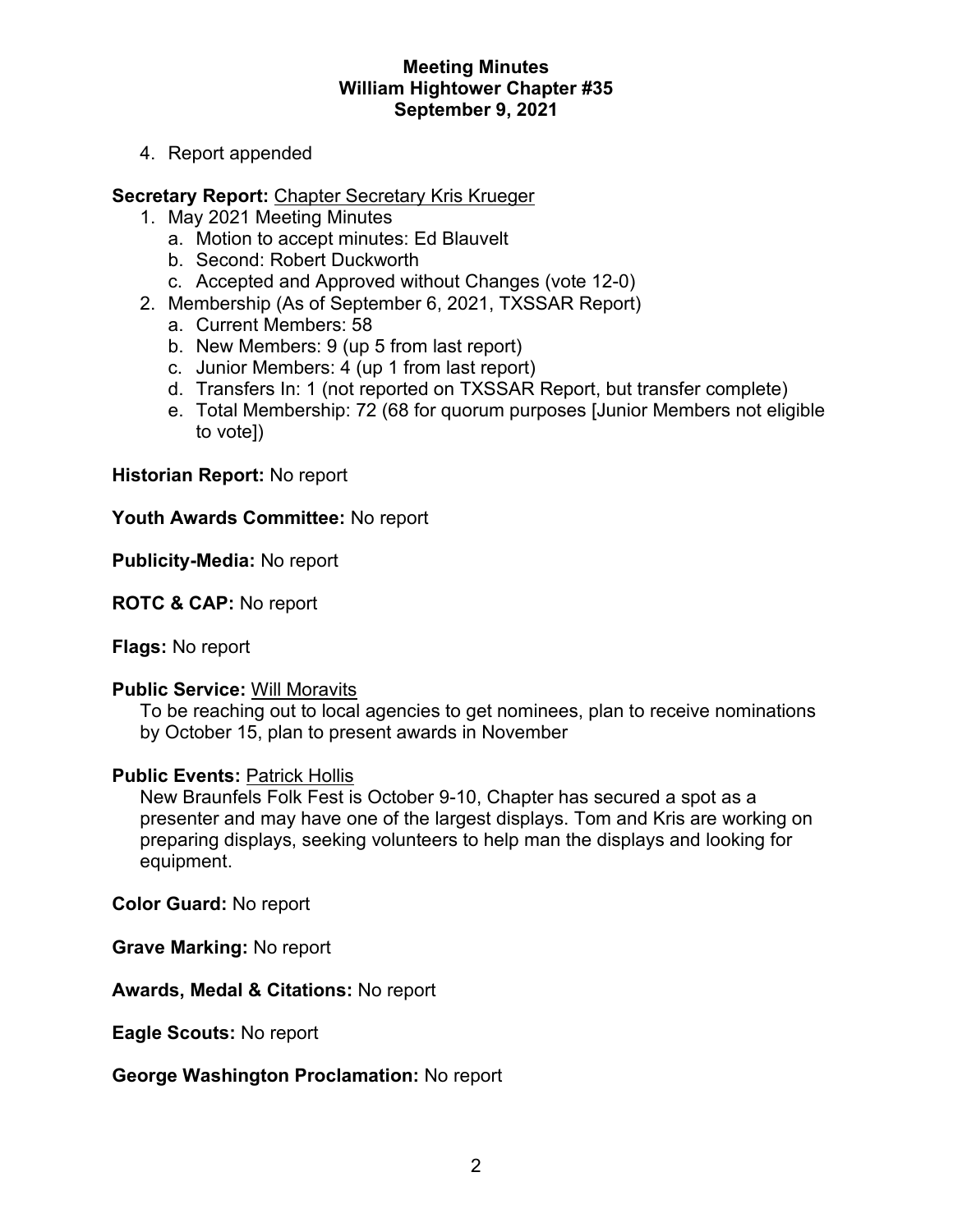4. Report appended

**Secretary Report:** Chapter Secretary Kris Krueger

1. May 2021 Meeting Minutes
   a. Motion to accept minutes: Ed Blauvelt
   b. Second: Robert Duckworth
   c. Accepted and Approved without Changes (vote 12-0)
2. Membership (As of September 6, 2021, TXSSAR Report)
   a. Current Members: 58
   b. New Members: 9 (up 5 from last report)
   c. Junior Members: 4 (up 1 from last report)
   d. Transfers In: 1 (not reported on TXSSAR Report, but transfer complete)
   e. Total Membership: 72 (68 for quorum purposes [Junior Members not eligible to vote])

**Historian Report:** No report

**Youth Awards Committee:** No report

**Publicity-Media:** No report

**ROTC & CAP:** No report

**Flags:** No report

**Public Service:** Will Moravits

To be reaching out to local agencies to get nominees, plan to receive nominations by October 15, plan to present awards in November

**Public Events:** Patrick Hollis

New Braunfels Folk Fest is October 9-10, Chapter has secured a spot as a presenter and may have one of the largest displays. Tom and Kris are working on preparing displays, seeking volunteers to help man the displays and looking for equipment.

**Color Guard:** No report

**Grave Marking:** No report

**Awards, Medal & Citations:** No report

**Eagle Scouts:** No report

**George Washington Proclamation:** No report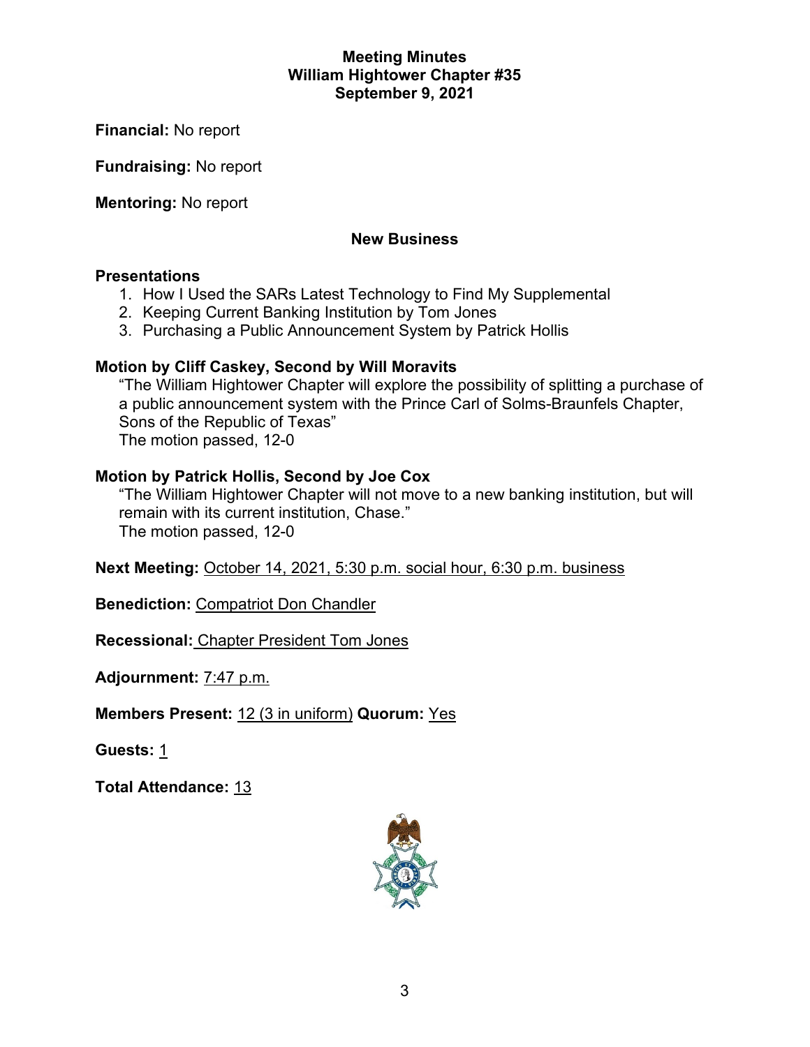**Meeting Minutes**
**William Hightower Chapter #35**
**September 9, 2021**

**Financial:** No report

**Fundraising:** No report

**Mentoring:** No report

## New Business

**Presentations**

1. How I Used the SARs Latest Technology to Find My Supplemental
2. Keeping Current Banking Institution by Tom Jones
3. Purchasing a Public Announcement System by Patrick Hollis

**Motion by Cliff Caskey, Second by Will Moravits**

"The William Hightower Chapter will explore the possibility of splitting a purchase of a public announcement system with the Prince Carl of Solms-Braunfels Chapter, Sons of the Republic of Texas"
The motion passed, 12-0

**Motion by Patrick Hollis, Second by Joe Cox**

"The William Hightower Chapter will not move to a new banking institution, but will remain with its current institution, Chase."
The motion passed, 12-0

**Next Meeting:** October 14, 2021, 5:30 p.m. social hour, 6:30 p.m. business

**Benediction:** Compatriot Don Chandler

**Recessional:** Chapter President Tom Jones

**Adjournment:** 7:47 p.m.

**Members Present:** 12 (3 in uniform) **Quorum:** Yes

**Guests:** 1

**Total Attendance:** 13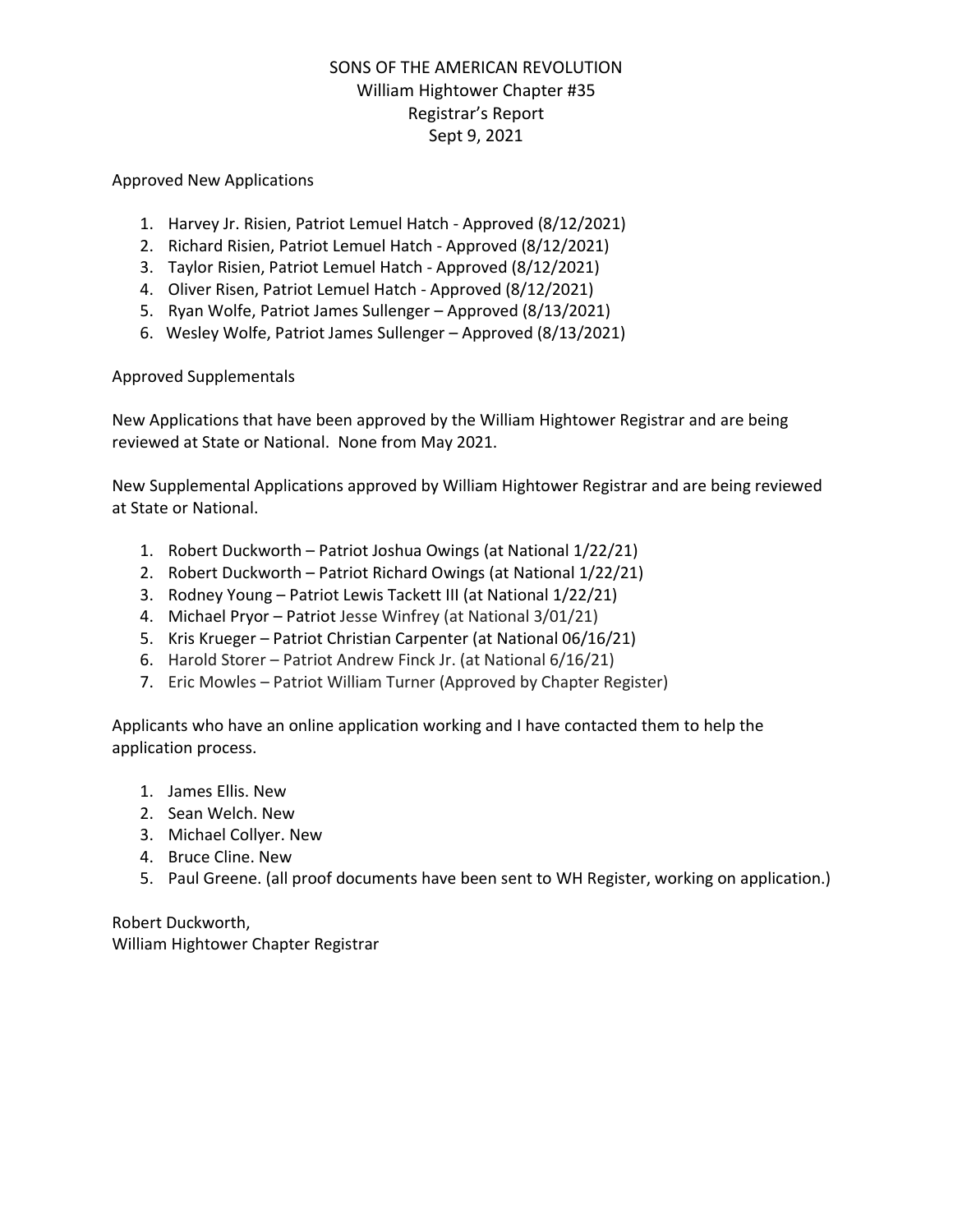# SONS OF THE AMERICAN REVOLUTION
## William Hightower Chapter #35
## Registrar's Report
## Sept 9, 2021

Approved New Applications

1. Harvey Jr. Risien, Patriot Lemuel Hatch - Approved (8/12/2021)
2. Richard Risien, Patriot Lemuel Hatch - Approved (8/12/2021)
3. Taylor Risien, Patriot Lemuel Hatch - Approved (8/12/2021)
4. Oliver Risen, Patriot Lemuel Hatch - Approved (8/12/2021)
5. Ryan Wolfe, Patriot James Sullenger – Approved (8/13/2021)
6. Wesley Wolfe, Patriot James Sullenger – Approved (8/13/2021)

Approved Supplementals

New Applications that have been approved by the William Hightower Registrar and are being reviewed at State or National. None from May 2021.

New Supplemental Applications approved by William Hightower Registrar and are being reviewed at State or National.

1. Robert Duckworth – Patriot Joshua Owings (at National 1/22/21)
2. Robert Duckworth – Patriot Richard Owings (at National 1/22/21)
3. Rodney Young – Patriot Lewis Tackett III (at National 1/22/21)
4. Michael Pryor – Patriot Jesse Winfrey (at National 3/01/21)
5. Kris Krueger – Patriot Christian Carpenter (at National 06/16/21)
6. Harold Storer – Patriot Andrew Finck Jr. (at National 6/16/21)
7. Eric Mowles – Patriot William Turner (Approved by Chapter Register)

Applicants who have an online application working and I have contacted them to help the application process.

1. James Ellis. New
2. Sean Welch. New
3. Michael Collyer. New
4. Bruce Cline. New
5. Paul Greene. (all proof documents have been sent to WH Register, working on application.)

Robert Duckworth,
William Hightower Chapter Registrar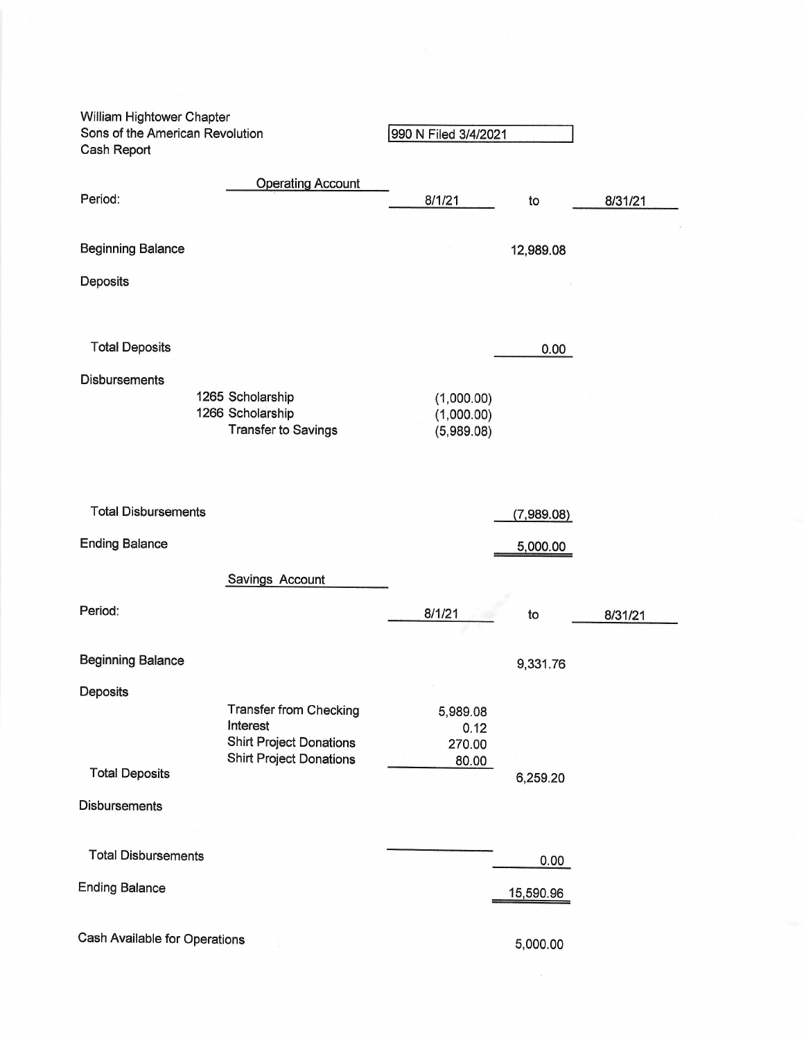William Hightower Chapter
Sons of the American Revolution
Cash Report

990 N Filed 3/4/2021

## Operating Account

| | | | | |
|---|---|---|---|---|
| Period: | | 8/1/21 | to | 8/31/21 |
| Beginning Balance | | | 12,989.08 | |
| Deposits | | | | |
| Total Deposits | | | 0.00 | |
| Disbursements | 1265 Scholarship | (1,000.00) | | |
| | 1266 Scholarship | (1,000.00) | | |
| | Transfer to Savings | (5,989.08) | | |
| Total Disbursements | | | (7,989.08) | |
| Ending Balance | | | 5,000.00 | |

## Savings Account

| | | | | |
|---|---|---|---|---|
| Period: | | 8/1/21 | to | 8/31/21 |
| Beginning Balance | | | 9,331.76 | |
| Deposits | Transfer from Checking | 5,989.08 | | |
| | Interest | 0.12 | | |
| | Shirt Project Donations | 270.00 | | |
| | Shirt Project Donations | 80.00 | | |
| Total Deposits | | | 6,259.20 | |
| Disbursements | | | | |
| Total Disbursements | | | 0.00 | |
| Ending Balance | | | 15,590.96 | |

Cash Available for Operations 5,000.00